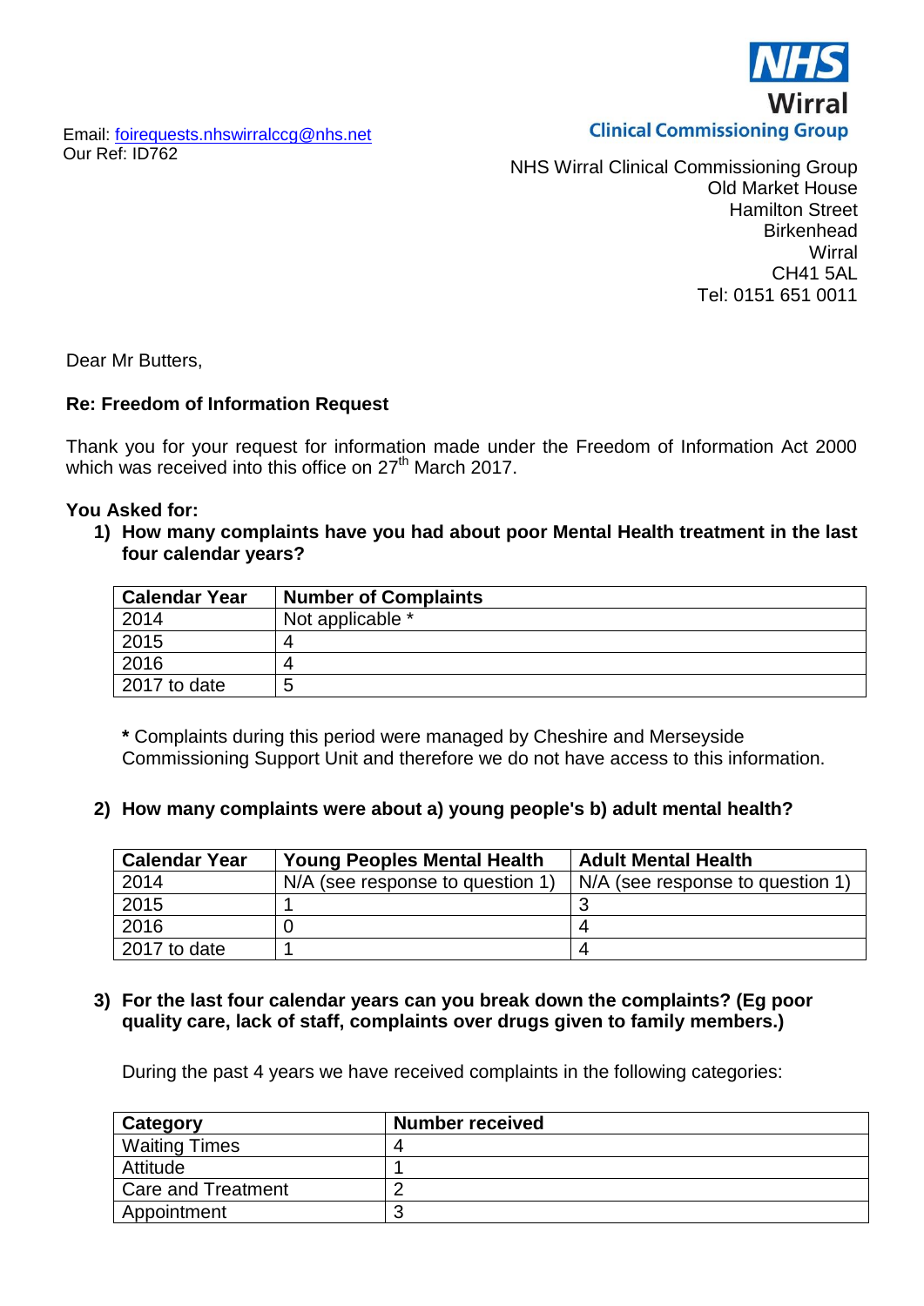NHS Wirral Clinical Commissioning Group

Email: foirequests.nhswirralccg@nhs.net
Our Ref: ID762

NHS Wirral Clinical Commissioning Group
Old Market House
Hamilton Street
Birkenhead
Wirral
CH41 5AL
Tel: 0151 651 0011

Dear Mr Butters,

**Re: Freedom of Information Request**

Thank you for your request for information made under the Freedom of Information Act 2000 which was received into this office on 27th March 2017.

**You Asked for:**

1) **How many complaints have you had about poor Mental Health treatment in the last four calendar years?**

| Calendar Year | Number of Complaints |
|---|---|
| 2014 | Not applicable * |
| 2015 | 4 |
| 2016 | 4 |
| 2017 to date | 5 |

**\*** Complaints during this period were managed by Cheshire and Merseyside Commissioning Support Unit and therefore we do not have access to this information.

2) **How many complaints were about a) young people's b) adult mental health?**

| Calendar Year | Young Peoples Mental Health | Adult Mental Health |
|---|---|---|
| 2014 | N/A (see response to question 1) | N/A (see response to question 1) |
| 2015 | 1 | 3 |
| 2016 | 0 | 4 |
| 2017 to date | 1 | 4 |

3) **For the last four calendar years can you break down the complaints? (Eg poor quality care, lack of staff, complaints over drugs given to family members.)**

During the past 4 years we have received complaints in the following categories:

| Category | Number received |
|---|---|
| Waiting Times | 4 |
| Attitude | 1 |
| Care and Treatment | 2 |
| Appointment | 3 |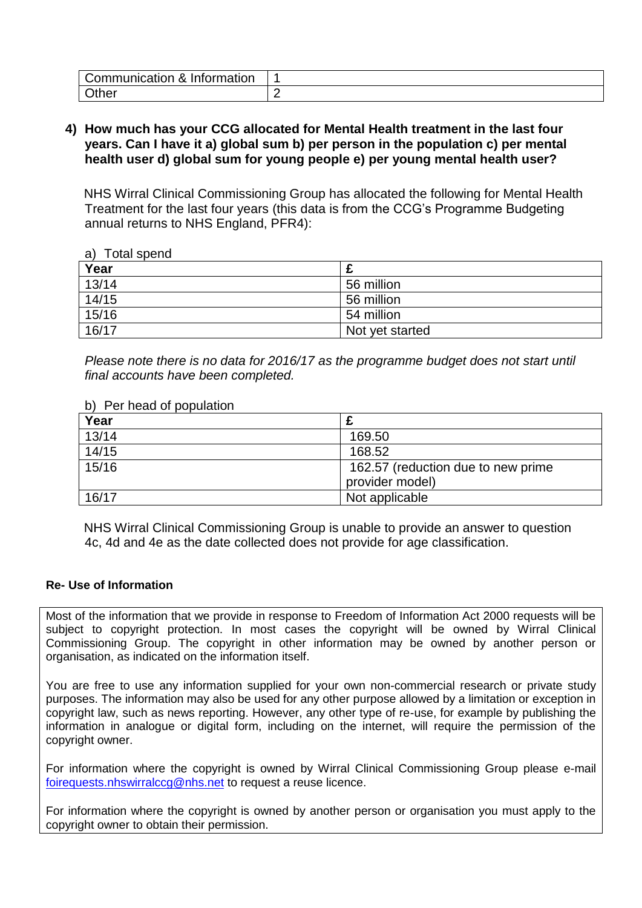| | |
|---|---|
| Communication & Information | 1 |
| Other | 2 |

**4) How much has your CCG allocated for Mental Health treatment in the last four years. Can I have it a) global sum b) per person in the population c) per mental health user d) global sum for young people e) per young mental health user?**

NHS Wirral Clinical Commissioning Group has allocated the following for Mental Health Treatment for the last four years (this data is from the CCG's Programme Budgeting annual returns to NHS England, PFR4):

a) Total spend

| Year | £ |
|---|---|
| 13/14 | 56 million |
| 14/15 | 56 million |
| 15/16 | 54 million |
| 16/17 | Not yet started |

*Please note there is no data for 2016/17 as the programme budget does not start until final accounts have been completed.*

b) Per head of population

| Year | £ |
|---|---|
| 13/14 | 169.50 |
| 14/15 | 168.52 |
| 15/16 | 162.57 (reduction due to new prime provider model) |
| 16/17 | Not applicable |

NHS Wirral Clinical Commissioning Group is unable to provide an answer to question 4c, 4d and 4e as the date collected does not provide for age classification.

**Re- Use of Information**

Most of the information that we provide in response to Freedom of Information Act 2000 requests will be subject to copyright protection. In most cases the copyright will be owned by Wirral Clinical Commissioning Group. The copyright in other information may be owned by another person or organisation, as indicated on the information itself.

You are free to use any information supplied for your own non-commercial research or private study purposes. The information may also be used for any other purpose allowed by a limitation or exception in copyright law, such as news reporting. However, any other type of re-use, for example by publishing the information in analogue or digital form, including on the internet, will require the permission of the copyright owner.

For information where the copyright is owned by Wirral Clinical Commissioning Group please e-mail foirequests.nhswirralccg@nhs.net to request a reuse licence.

For information where the copyright is owned by another person or organisation you must apply to the copyright owner to obtain their permission.